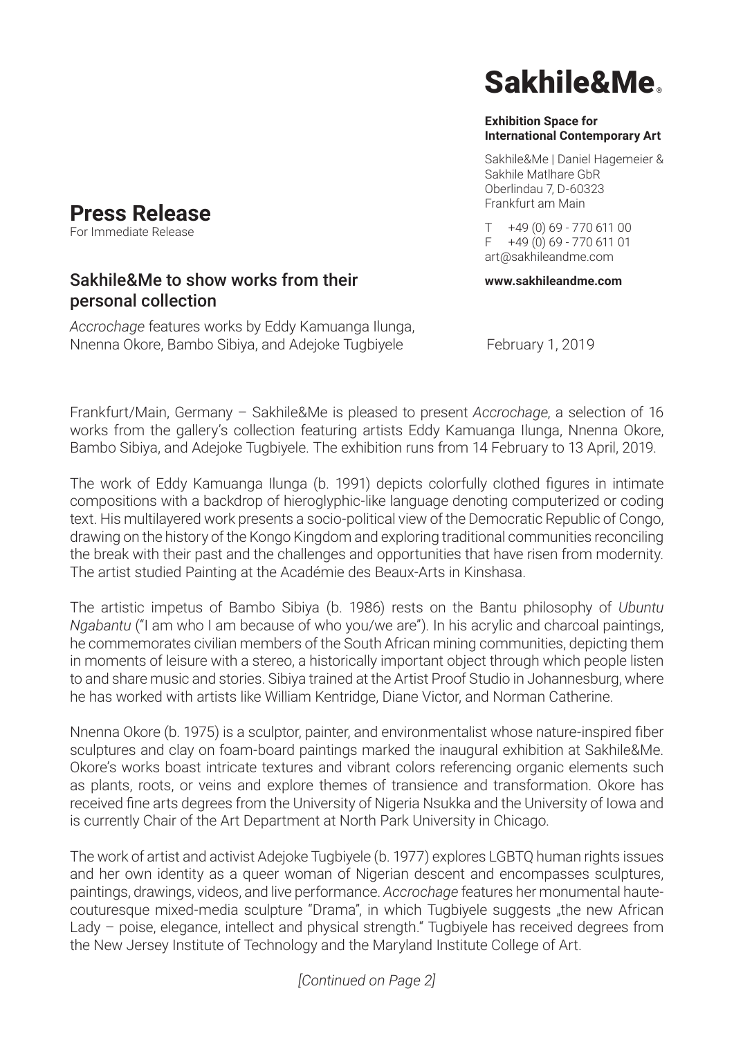# Sakhile&Me®

**Exhibition Space for International Contemporary Art**

Sakhile&Me | Daniel Hagemeier & Sakhile Matlhare GbR
Oberlindau 7, D-60323
Frankfurt am Main

T +49 (0) 69 - 770 611 00
F +49 (0) 69 - 770 611 01
art@sakhileandme.com

**www.sakhileandme.com**

## Press Release

For Immediate Release

### Sakhile&Me to show works from their personal collection

*Accrochage* features works by Eddy Kamuanga Ilunga, Nnenna Okore, Bambo Sibiya, and Adejoke Tugbiyele

February 1, 2019

Frankfurt/Main, Germany – Sakhile&Me is pleased to present *Accrochage*, a selection of 16 works from the gallery's collection featuring artists Eddy Kamuanga Ilunga, Nnenna Okore, Bambo Sibiya, and Adejoke Tugbiyele. The exhibition runs from 14 February to 13 April, 2019.

The work of Eddy Kamuanga Ilunga (b. 1991) depicts colorfully clothed figures in intimate compositions with a backdrop of hieroglyphic-like language denoting computerized or coding text. His multilayered work presents a socio-political view of the Democratic Republic of Congo, drawing on the history of the Kongo Kingdom and exploring traditional communities reconciling the break with their past and the challenges and opportunities that have risen from modernity. The artist studied Painting at the Académie des Beaux-Arts in Kinshasa.

The artistic impetus of Bambo Sibiya (b. 1986) rests on the Bantu philosophy of *Ubuntu Ngabantu* ("I am who I am because of who you/we are"). In his acrylic and charcoal paintings, he commemorates civilian members of the South African mining communities, depicting them in moments of leisure with a stereo, a historically important object through which people listen to and share music and stories. Sibiya trained at the Artist Proof Studio in Johannesburg, where he has worked with artists like William Kentridge, Diane Victor, and Norman Catherine.

Nnenna Okore (b. 1975) is a sculptor, painter, and environmentalist whose nature-inspired fiber sculptures and clay on foam-board paintings marked the inaugural exhibition at Sakhile&Me. Okore's works boast intricate textures and vibrant colors referencing organic elements such as plants, roots, or veins and explore themes of transience and transformation. Okore has received fine arts degrees from the University of Nigeria Nsukka and the University of Iowa and is currently Chair of the Art Department at North Park University in Chicago.

The work of artist and activist Adejoke Tugbiyele (b. 1977) explores LGBTQ human rights issues and her own identity as a queer woman of Nigerian descent and encompasses sculptures, paintings, drawings, videos, and live performance. *Accrochage* features her monumental haute-couturesque mixed-media sculpture "Drama", in which Tugbiyele suggests „the new African Lady – poise, elegance, intellect and physical strength." Tugbiyele has received degrees from the New Jersey Institute of Technology and the Maryland Institute College of Art.

*[Continued on Page 2]*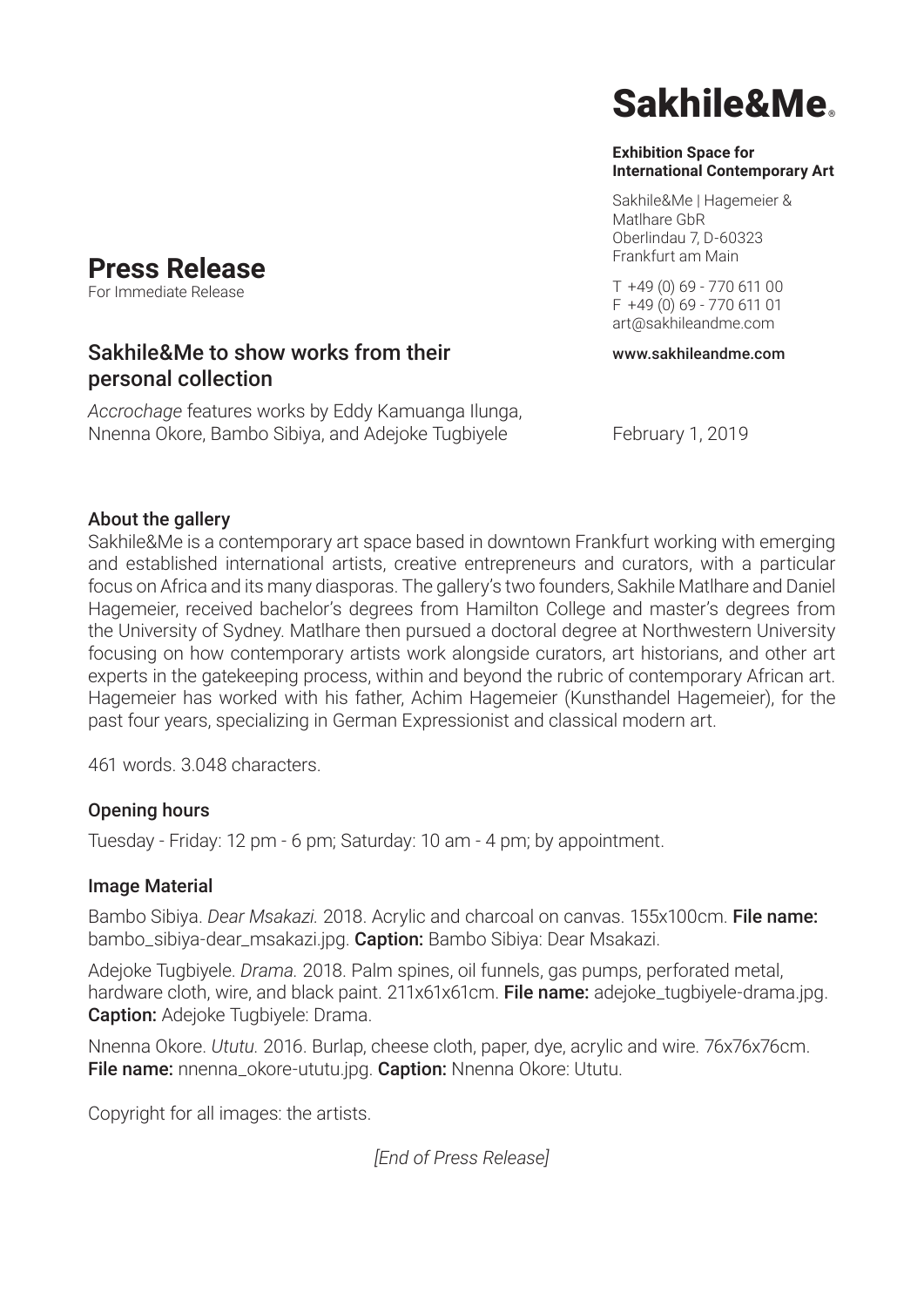# Sakhile&Me®

**Exhibition Space for International Contemporary Art**

Sakhile&Me | Hagemeier & Matlhare GbR
Oberlindau 7, D-60323
Frankfurt am Main

T +49 (0) 69 - 770 611 00
F +49 (0) 69 - 770 611 01
art@sakhileandme.com

**www.sakhileandme.com**

## Press Release

For Immediate Release

### Sakhile&Me to show works from their personal collection

*Accrochage* features works by Eddy Kamuanga Ilunga, Nnenna Okore, Bambo Sibiya, and Adejoke Tugbiyele

February 1, 2019

### About the gallery

Sakhile&Me is a contemporary art space based in downtown Frankfurt working with emerging and established international artists, creative entrepreneurs and curators, with a particular focus on Africa and its many diasporas. The gallery's two founders, Sakhile Matlhare and Daniel Hagemeier, received bachelor's degrees from Hamilton College and master's degrees from the University of Sydney. Matlhare then pursued a doctoral degree at Northwestern University focusing on how contemporary artists work alongside curators, art historians, and other art experts in the gatekeeping process, within and beyond the rubric of contemporary African art. Hagemeier has worked with his father, Achim Hagemeier (Kunsthandel Hagemeier), for the past four years, specializing in German Expressionist and classical modern art.

461 words. 3.048 characters.

### Opening hours

Tuesday - Friday: 12 pm - 6 pm; Saturday: 10 am - 4 pm; by appointment.

### Image Material

Bambo Sibiya. *Dear Msakazi.* 2018. Acrylic and charcoal on canvas. 155x100cm. **File name:** bambo_sibiya-dear_msakazi.jpg. **Caption:** Bambo Sibiya: Dear Msakazi.

Adejoke Tugbiyele. *Drama.* 2018. Palm spines, oil funnels, gas pumps, perforated metal, hardware cloth, wire, and black paint. 211x61x61cm. **File name:** adejoke_tugbiyele-drama.jpg. **Caption:** Adejoke Tugbiyele: Drama.

Nnenna Okore. *Ututu.* 2016. Burlap, cheese cloth, paper, dye, acrylic and wire. 76x76x76cm. **File name:** nnenna_okore-ututu.jpg. **Caption:** Nnenna Okore: Ututu.

Copyright for all images: the artists.

*[End of Press Release]*